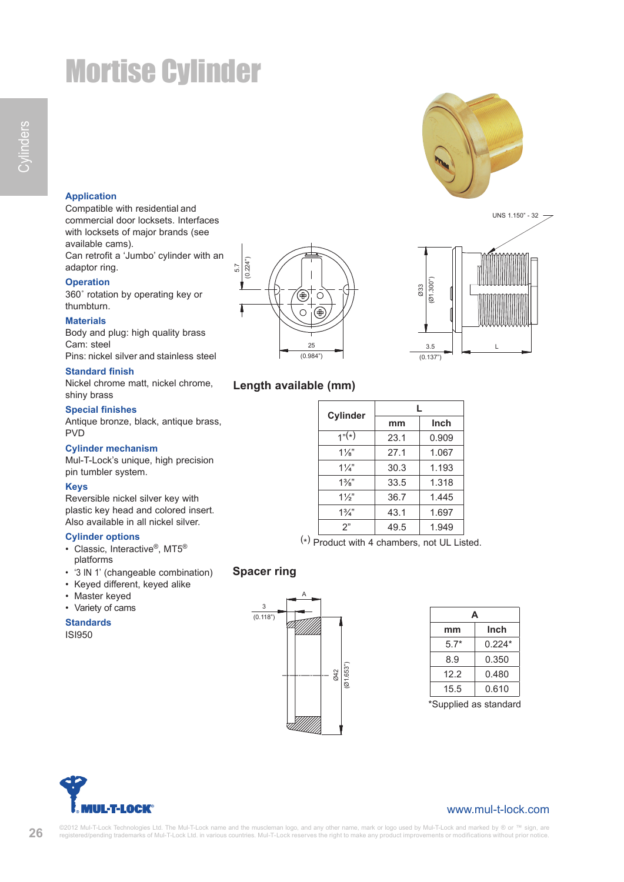# Mortise Cylinder

### Application

Compatible with residential and commercial door locksets. Interfaces with locksets of major brands (see available cams).
Can retrofit a 'Jumbo' cylinder with an adaptor ring.

### Operation

360˚ rotation by operating key or thumbturn.

### Materials

Body and plug: high quality brass
Cam: steel
Pins: nickel silver and stainless steel

### Standard finish

Nickel chrome matt, nickel chrome, shiny brass

### Special finishes

Antique bronze, black, antique brass, PVD

### Cylinder mechanism

Mul-T-Lock's unique, high precision pin tumbler system.

### Keys

Reversible nickel silver key with plastic key head and colored insert. Also available in all nickel silver.

### Cylinder options

- Classic, Interactive®, MT5® platforms
- '3 IN 1' (changeable combination)
- Keyed different, keyed alike
- Master keyed
- Variety of cams

### Standards

ISI950

UNS 1.150" - 32

5.7 (0.224")

25 (0.984")

Ø33 (Ø1.300")

3.5 (0.137")

L

## Length available (mm)

| Cylinder | L | |
|---|---|---|
| | mm | Inch |
| 1"(*) | 23.1 | 0.909 |
| 1⅛" | 27.1 | 1.067 |
| 1¼" | 30.3 | 1.193 |
| 1⅜" | 33.5 | 1.318 |
| 1½" | 36.7 | 1.445 |
| 1¾" | 43.1 | 1.697 |
| 2" | 49.5 | 1.949 |

(*) Product with 4 chambers, not UL Listed.

## Spacer ring

A

3 (0.118")

Ø42 (Ø1.653")

| A | |
|---|---|
| mm | Inch |
| 5.7* | 0.224* |
| 8.9 | 0.350 |
| 12.2 | 0.480 |
| 15.5 | 0.610 |

*Supplied as standard

MUL-T-LOCK

www.mul-t-lock.com

©2012 Mul-T-Lock Technologies Ltd. The Mul-T-Lock name and the muscleman logo, and any other name, mark or logo used by Mul-T-Lock and marked by ® or ™ sign, are registered/pending trademarks of Mul-T-Lock Ltd. in various countries. Mul-T-Lock reserves the right to make any product improvements or modifications without prior notice.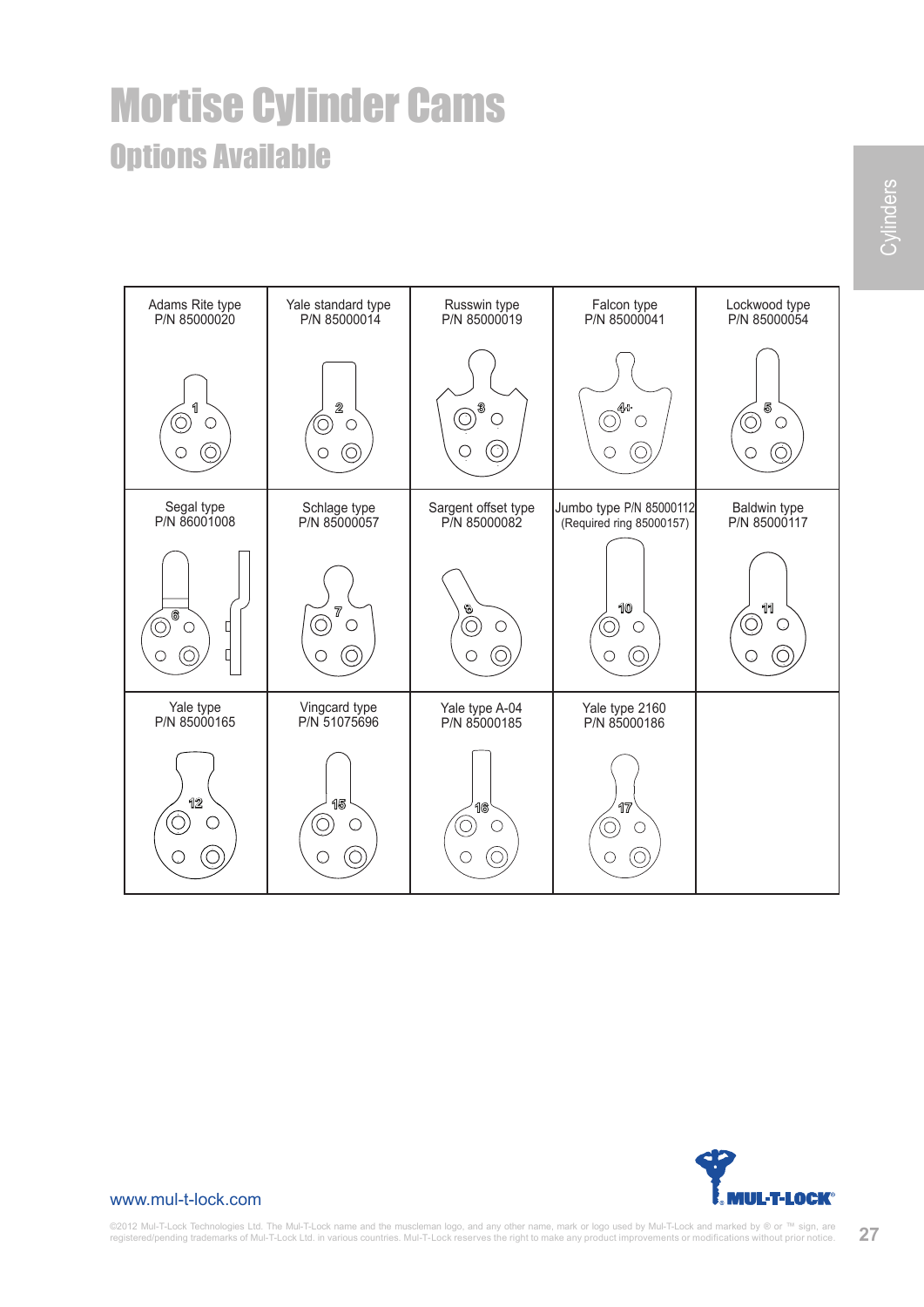# Mortise Cylinder Cams

## Options Available

| | | | | |
|---|---|---|---|---|
| Adams Rite type<br>P/N 85000020 | Yale standard type<br>P/N 85000014 | Russwin type<br>P/N 85000019 | Falcon type<br>P/N 85000041 | Lockwood type<br>P/N 85000054 |
| 1 | 2 | 3 | 4 | 5 |
| Segal type<br>P/N 86001008 | Schlage type<br>P/N 85000057 | Sargent offset type<br>P/N 85000082 | Jumbo type P/N 85000112<br>(Required ring 85000157) | Baldwin type<br>P/N 85000117 |
| 6 | 7 | 8 | 10 | 11 |
| Yale type<br>P/N 85000165 | Vingcard type<br>P/N 51075696 | Yale type A-04<br>P/N 85000185 | Yale type 2160<br>P/N 85000186 | |
| 12 | 15 | 16 | 17 | |

www.mul-t-lock.com

©2012 Mul-T-Lock Technologies Ltd. The Mul-T-Lock name and the muscleman logo, and any other name, mark or logo used by Mul-T-Lock and marked by ® or ™ sign, are registered/pending trademarks of Mul-T-Lock Ltd. in various countries. Mul-T-Lock reserves the right to make any product improvements or modifications without prior notice.